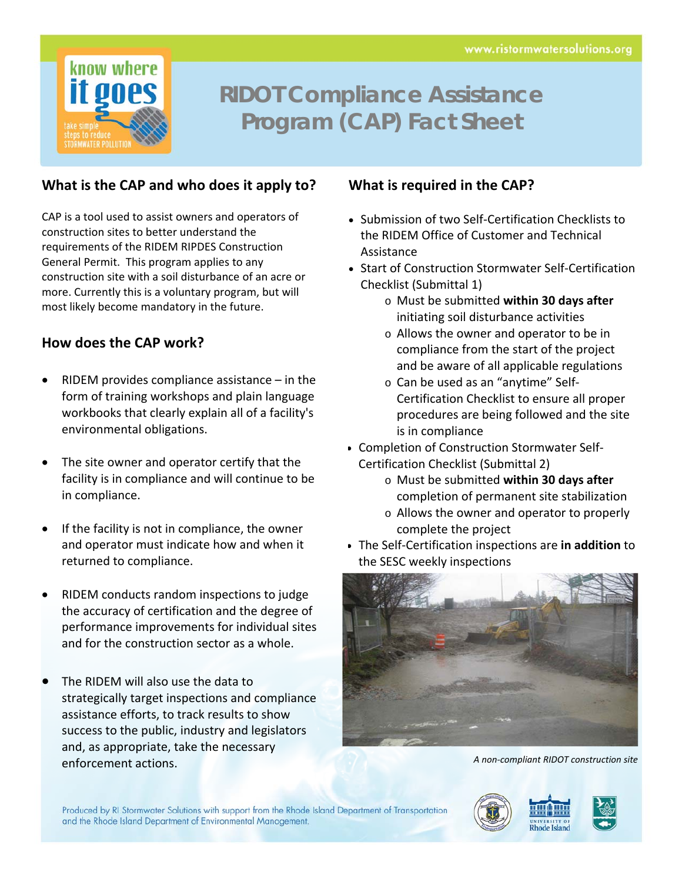www.ristormwatersolutions.org

know where it goes

take simple steps to reduce STORMWATER POLLUTION

# RIDOT Compliance Assistance Program (CAP) Fact Sheet

## What is the CAP and who does it apply to?

CAP is a tool used to assist owners and operators of construction sites to better understand the requirements of the RIDEM RIPDES Construction General Permit. This program applies to any construction site with a soil disturbance of an acre or more. Currently this is a voluntary program, but will most likely become mandatory in the future.

## How does the CAP work?

- RIDEM provides compliance assistance – in the form of training workshops and plain language workbooks that clearly explain all of a facility's environmental obligations.
- The site owner and operator certify that the facility is in compliance and will continue to be in compliance.
- If the facility is not in compliance, the owner and operator must indicate how and when it returned to compliance.
- RIDEM conducts random inspections to judge the accuracy of certification and the degree of performance improvements for individual sites and for the construction sector as a whole.
- The RIDEM will also use the data to strategically target inspections and compliance assistance efforts, to track results to show success to the public, industry and legislators and, as appropriate, take the necessary enforcement actions.

## What is required in the CAP?

- Submission of two Self-Certification Checklists to the RIDEM Office of Customer and Technical Assistance
- Start of Construction Stormwater Self-Certification Checklist (Submittal 1)
  - Must be submitted **within 30 days after** initiating soil disturbance activities
  - Allows the owner and operator to be in compliance from the start of the project and be aware of all applicable regulations
  - Can be used as an "anytime" Self-Certification Checklist to ensure all proper procedures are being followed and the site is in compliance
- Completion of Construction Stormwater Self-Certification Checklist (Submittal 2)
  - Must be submitted **within 30 days after** completion of permanent site stabilization
  - Allows the owner and operator to properly complete the project
- The Self-Certification inspections are **in addition** to the SESC weekly inspections

*A non-compliant RIDOT construction site*

Produced by RI Stormwater Solutions with support from the Rhode Island Department of Transportation and the Rhode Island Department of Environmental Management.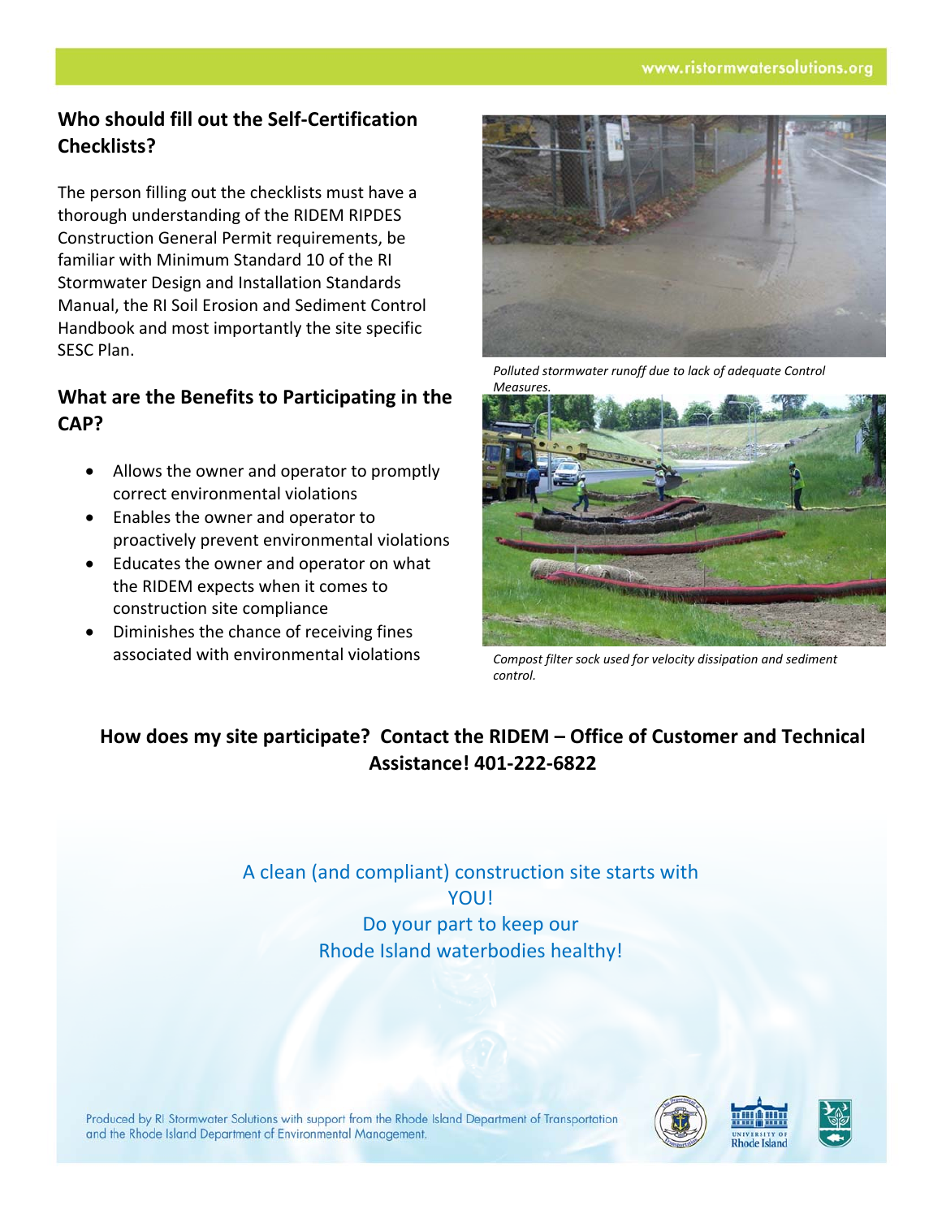## Who should fill out the Self-Certification Checklists?

The person filling out the checklists must have a thorough understanding of the RIDEM RIPDES Construction General Permit requirements, be familiar with Minimum Standard 10 of the RI Stormwater Design and Installation Standards Manual, the RI Soil Erosion and Sediment Control Handbook and most importantly the site specific SESC Plan.

## What are the Benefits to Participating in the CAP?

- Allows the owner and operator to promptly correct environmental violations
- Enables the owner and operator to proactively prevent environmental violations
- Educates the owner and operator on what the RIDEM expects when it comes to construction site compliance
- Diminishes the chance of receiving fines associated with environmental violations

*Polluted stormwater runoff due to lack of adequate Control Measures.*

*Compost filter sock used for velocity dissipation and sediment control.*

**How does my site participate? Contact the RIDEM – Office of Customer and Technical Assistance! 401-222-6822**

A clean (and compliant) construction site starts with YOU!
Do your part to keep our Rhode Island waterbodies healthy!

Produced by RI Stormwater Solutions with support from the Rhode Island Department of Transportation and the Rhode Island Department of Environmental Management.